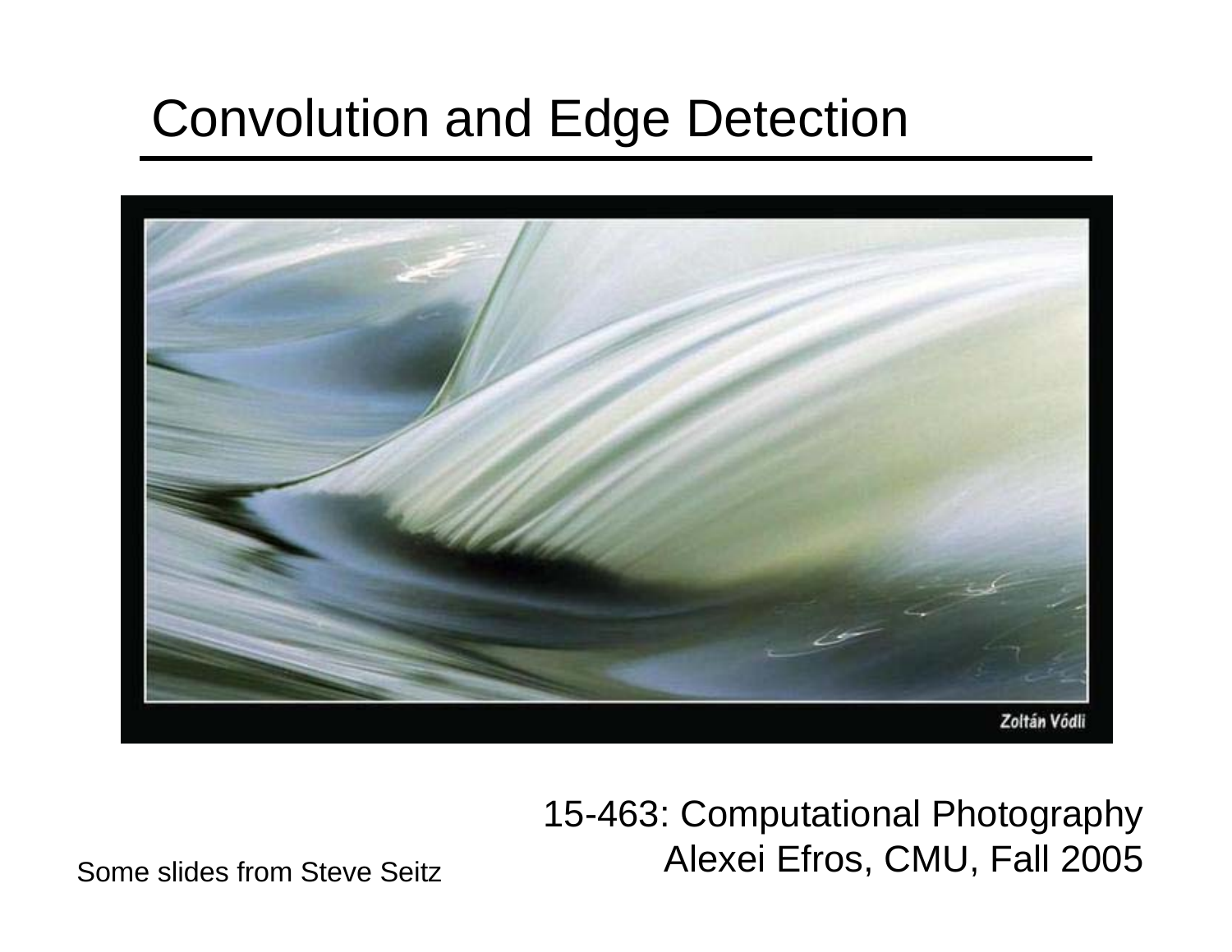# Convolution and Edge Detection

15-463: Computational Photography
Alexei Efros, CMU, Fall 2005

Some slides from Steve Seitz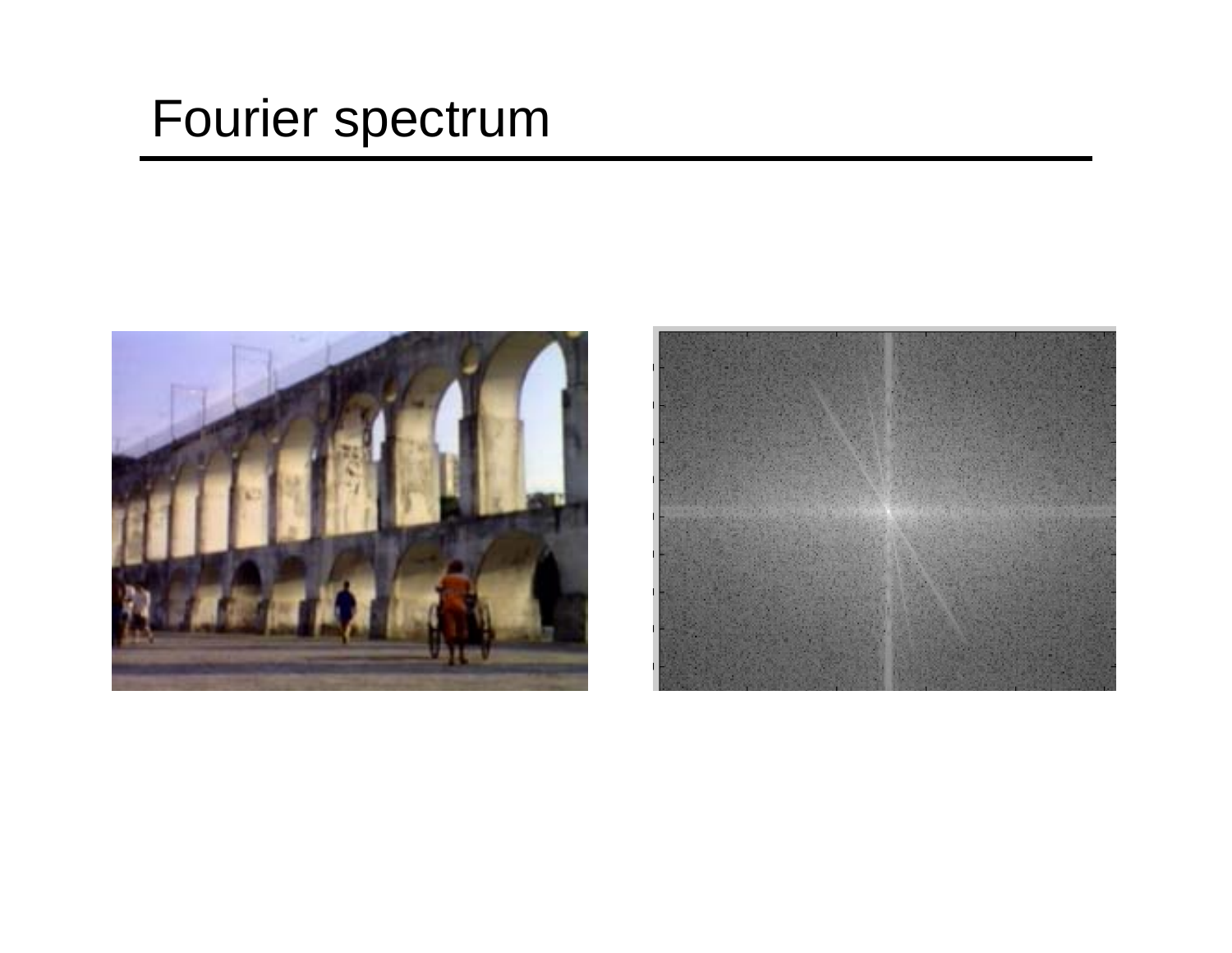# Fourier spectrum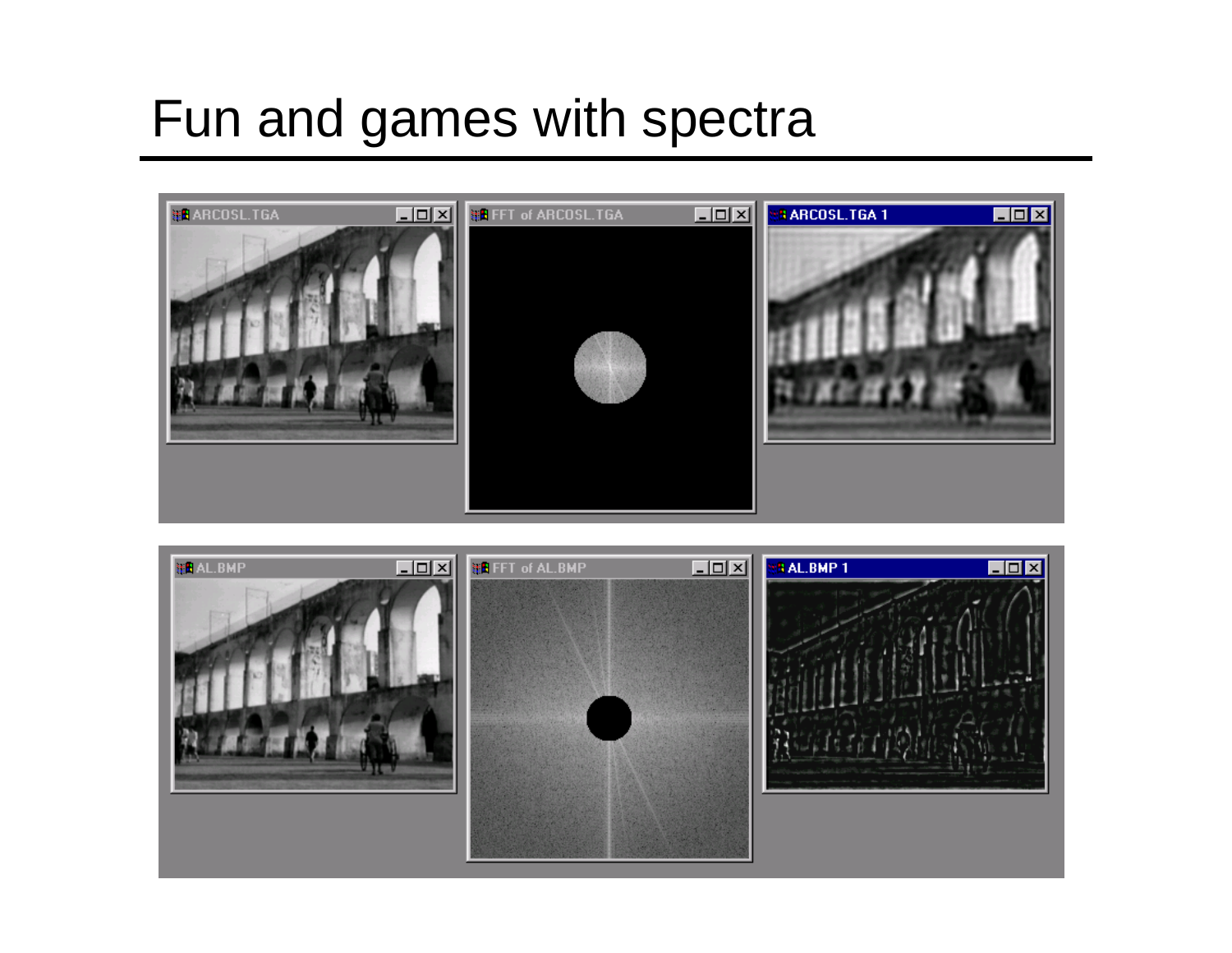# Fun and games with spectra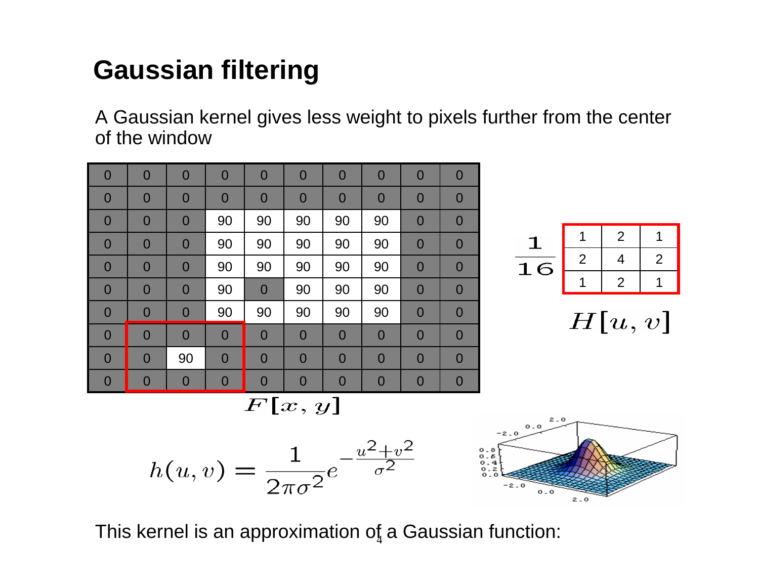# Gaussian filtering

A Gaussian kernel gives less weight to pixels further from the center of the window

| 0 | 0 | 0 | 0 | 0 | 0 | 0 | 0 | 0 | 0 |
|---|---|---|---|---|---|---|---|---|---|
| 0 | 0 | 0 | 0 | 0 | 0 | 0 | 0 | 0 | 0 |
| 0 | 0 | 0 | 90 | 90 | 90 | 90 | 90 | 0 | 0 |
| 0 | 0 | 0 | 90 | 90 | 90 | 90 | 90 | 0 | 0 |
| 0 | 0 | 0 | 90 | 90 | 90 | 90 | 90 | 0 | 0 |
| 0 | 0 | 0 | 90 | 0 | 90 | 90 | 90 | 0 | 0 |
| 0 | 0 | 0 | 90 | 90 | 90 | 90 | 90 | 0 | 0 |
| 0 | 0 | 0 | 0 | 0 | 0 | 0 | 0 | 0 | 0 |
| 0 | 0 | 90 | 0 | 0 | 0 | 0 | 0 | 0 | 0 |
| 0 | 0 | 0 | 0 | 0 | 0 | 0 | 0 | 0 | 0 |

$F[x,y]$

$\frac{1}{16}$

| 1 | 2 | 1 |
|---|---|---|
| 2 | 4 | 2 |
| 1 | 2 | 1 |

$H[u,v]$

This kernel is an approximation of a Gaussian function:

$$h(u,v) = \frac{1}{2\pi\sigma^2} e^{-\frac{u^2+v^2}{\sigma^2}}$$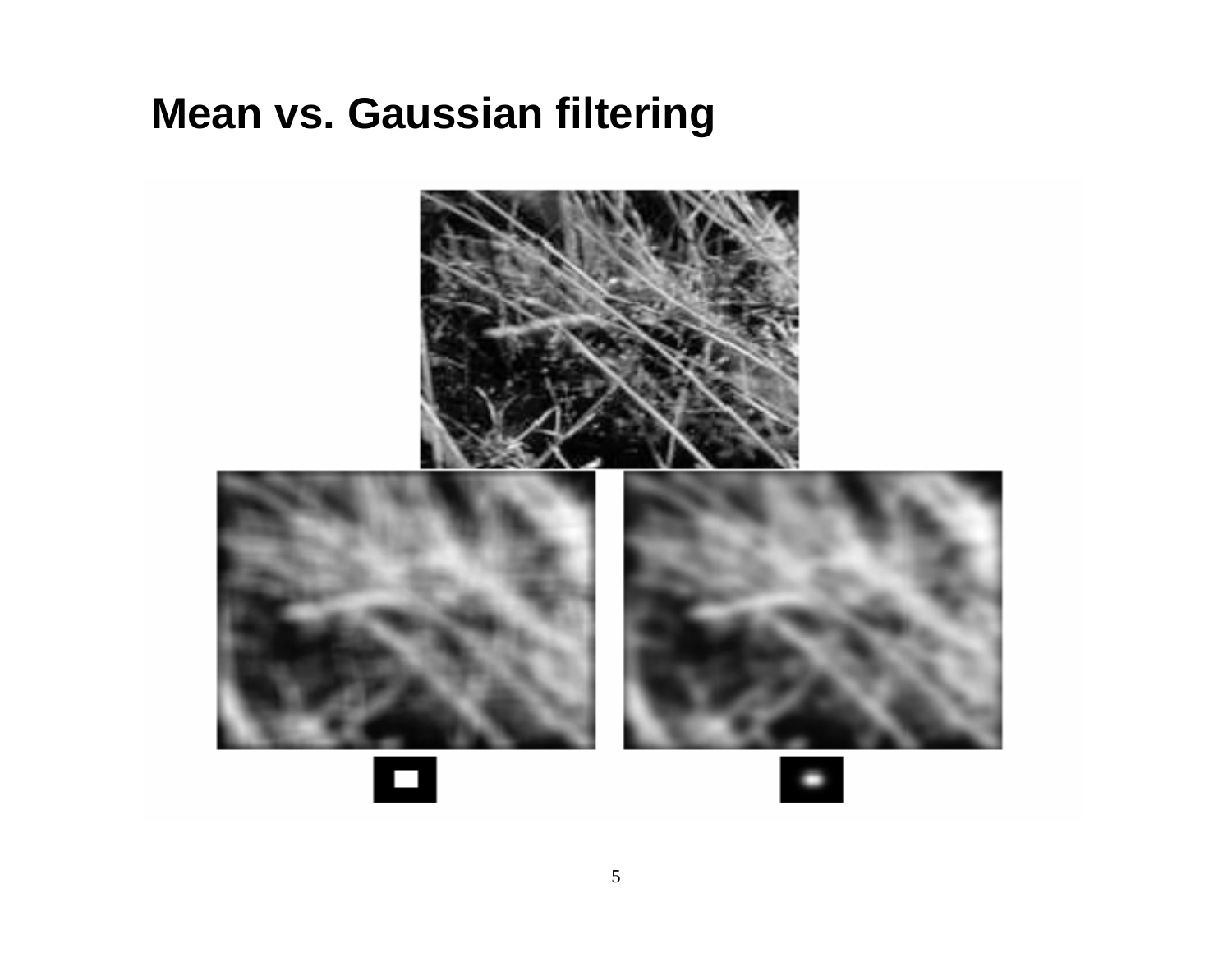# Mean vs. Gaussian filtering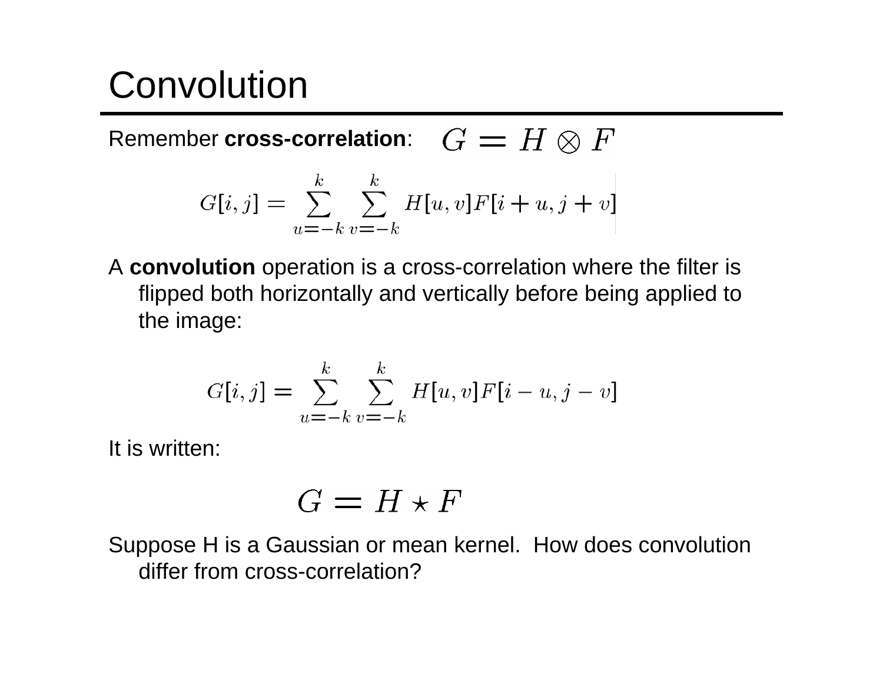# Convolution

Remember **cross-correlation**: $G = H \otimes F$

$$G[i,j] = \sum_{u=-k}^{k} \sum_{v=-k}^{k} H[u,v] F[i+u, j+v]$$

A **convolution** operation is a cross-correlation where the filter is flipped both horizontally and vertically before being applied to the image:

$$G[i,j] = \sum_{u=-k}^{k} \sum_{v=-k}^{k} H[u,v] F[i-u, j-v]$$

It is written:

$$G = H \star F$$

Suppose H is a Gaussian or mean kernel. How does convolution differ from cross-correlation?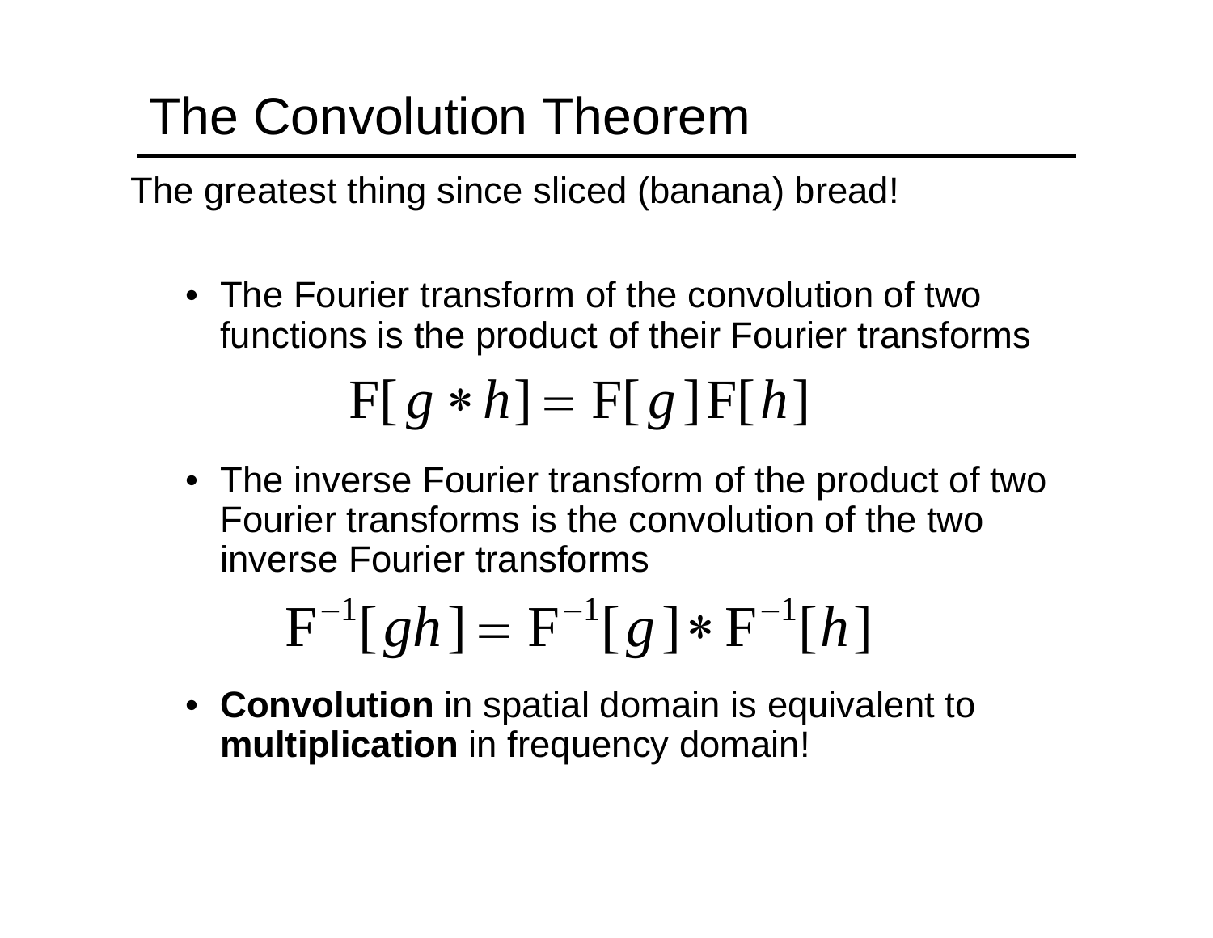# The Convolution Theorem

The greatest thing since sliced (banana) bread!

- The Fourier transform of the convolution of two functions is the product of their Fourier transforms

$$\mathrm{F}[g * h] = \mathrm{F}[g]\,\mathrm{F}[h]$$

- The inverse Fourier transform of the product of two Fourier transforms is the convolution of the two inverse Fourier transforms

$$\mathrm{F}^{-1}[gh] = \mathrm{F}^{-1}[g] * \mathrm{F}^{-1}[h]$$

- **Convolution** in spatial domain is equivalent to **multiplication** in frequency domain!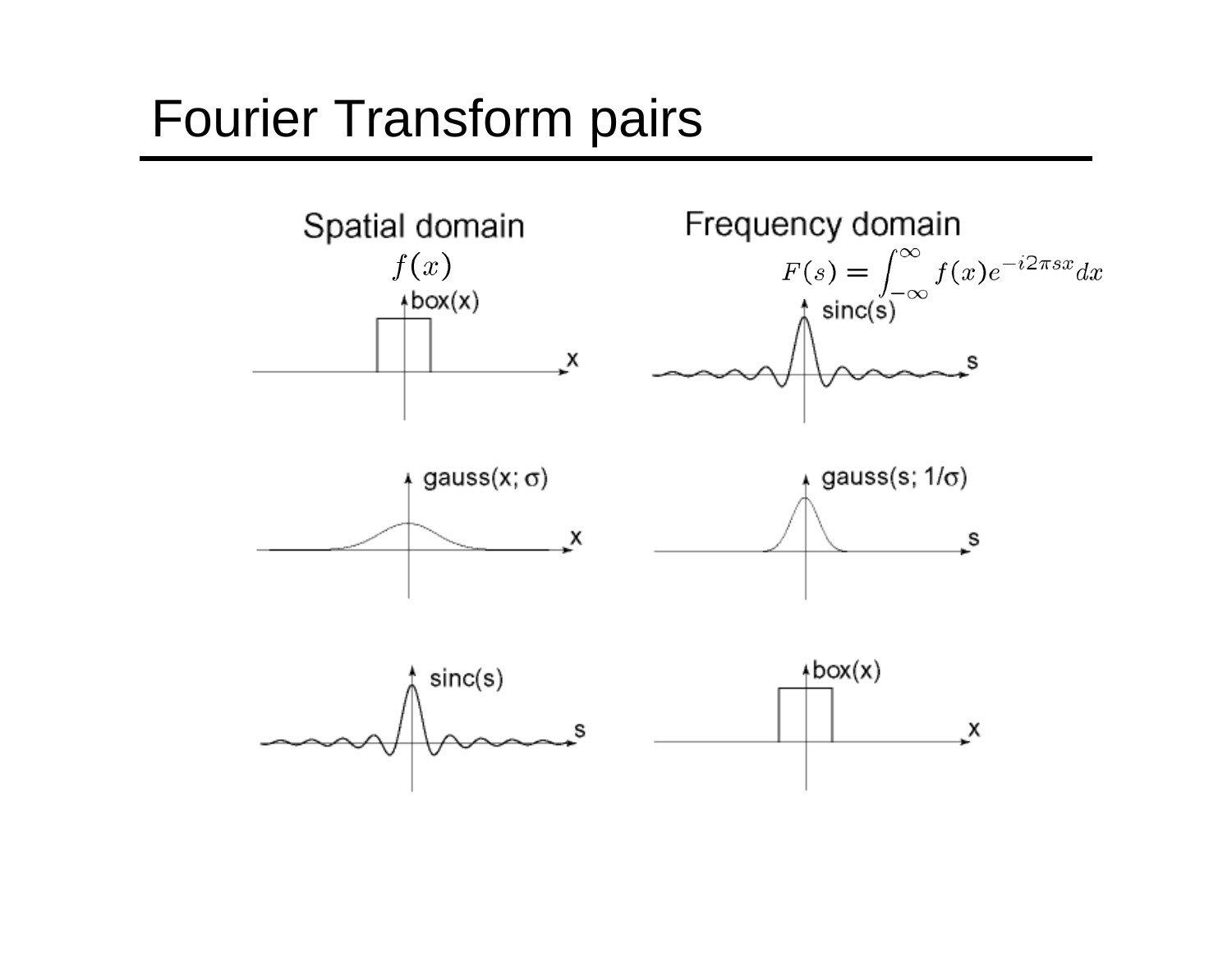# Fourier Transform pairs

Spatial domain

$f(x)$

Frequency domain

$$F(s) = \int_{-\infty}^{\infty} f(x) e^{-i2\pi sx} dx$$

box(x) — sinc(s)

gauss(x; σ) — gauss(s; 1/σ)

sinc(s) — box(x)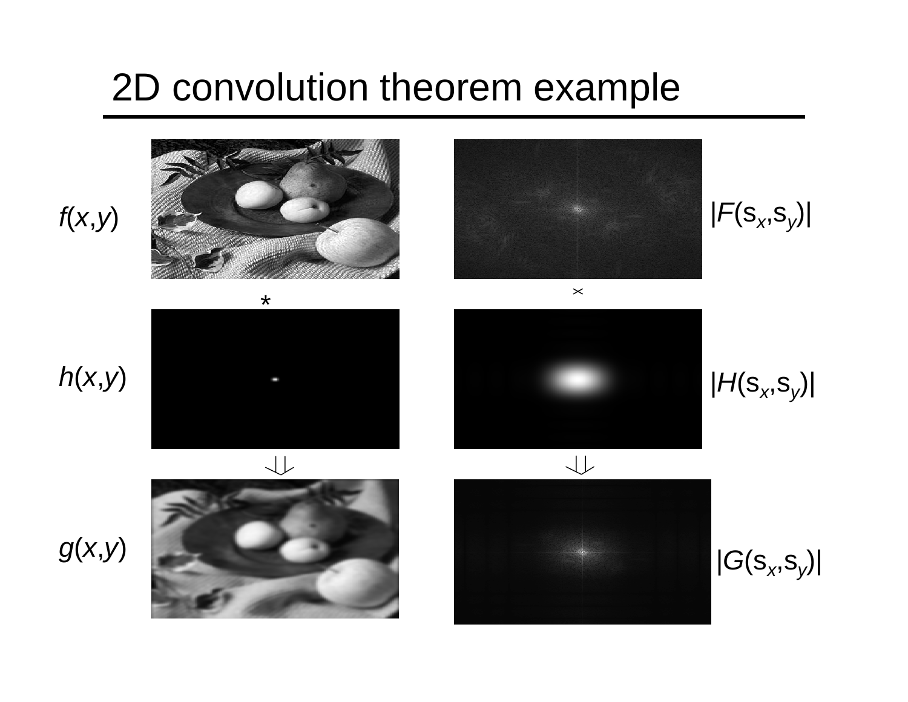# 2D convolution theorem example

$f(x,y)$ $|F(s_x,s_y)|$

$*$ $\times$

$h(x,y)$ $|H(s_x,s_y)|$

$\Downarrow$ $\Downarrow$

$g(x,y)$ $|G(s_x,s_y)|$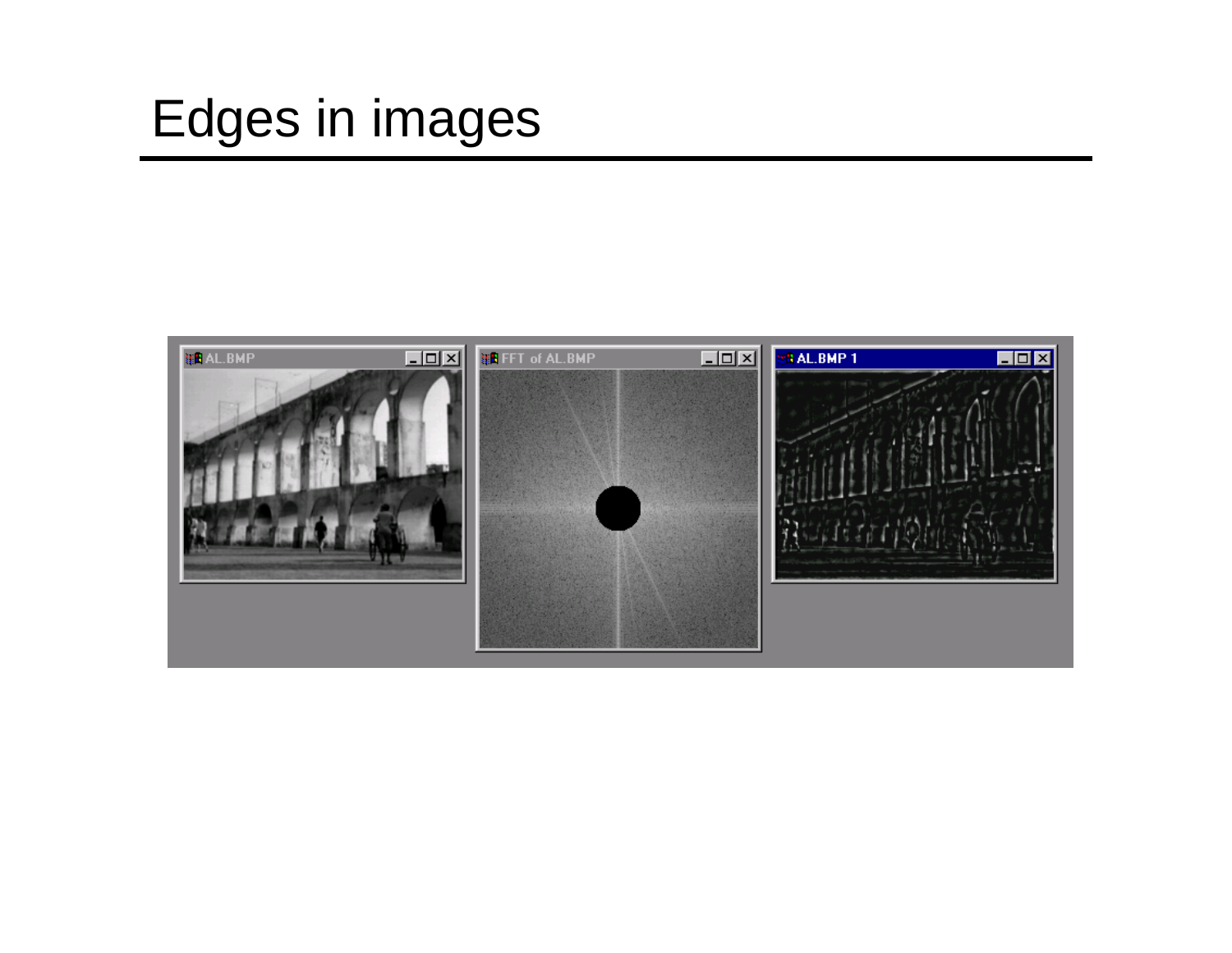# Edges in images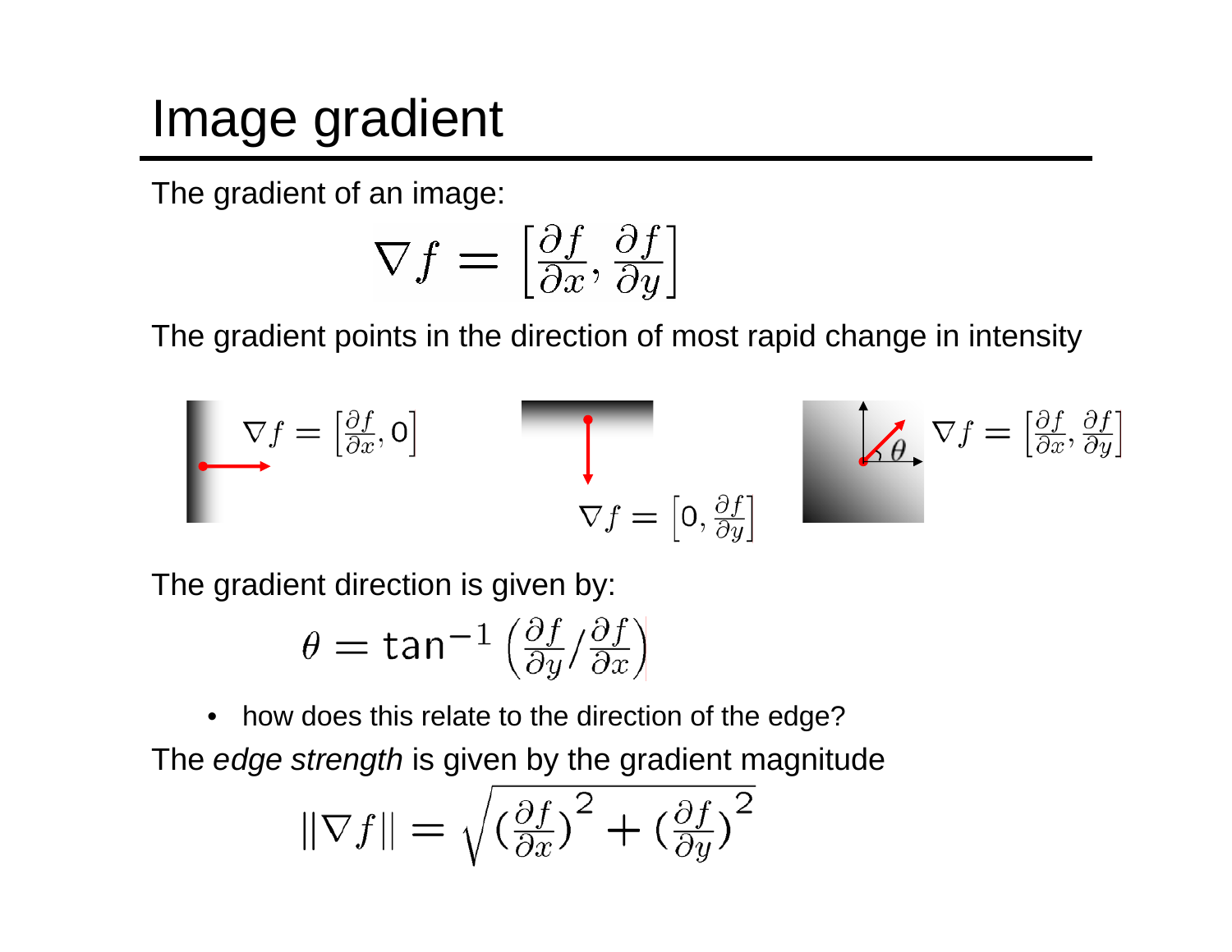# Image gradient

The gradient of an image:

$$\nabla f = \left[\frac{\partial f}{\partial x}, \frac{\partial f}{\partial y}\right]$$

The gradient points in the direction of most rapid change in intensity

$$\nabla f = \left[\frac{\partial f}{\partial x}, 0\right]$$

$$\nabla f = \left[0, \frac{\partial f}{\partial y}\right]$$

$$\nabla f = \left[\frac{\partial f}{\partial x}, \frac{\partial f}{\partial y}\right]$$

The gradient direction is given by:

$$\theta = \tan^{-1}\left(\frac{\partial f}{\partial y} / \frac{\partial f}{\partial x}\right)$$

- how does this relate to the direction of the edge?

The *edge strength* is given by the gradient magnitude

$$\|\nabla f\| = \sqrt{\left(\frac{\partial f}{\partial x}\right)^2 + \left(\frac{\partial f}{\partial y}\right)^2}$$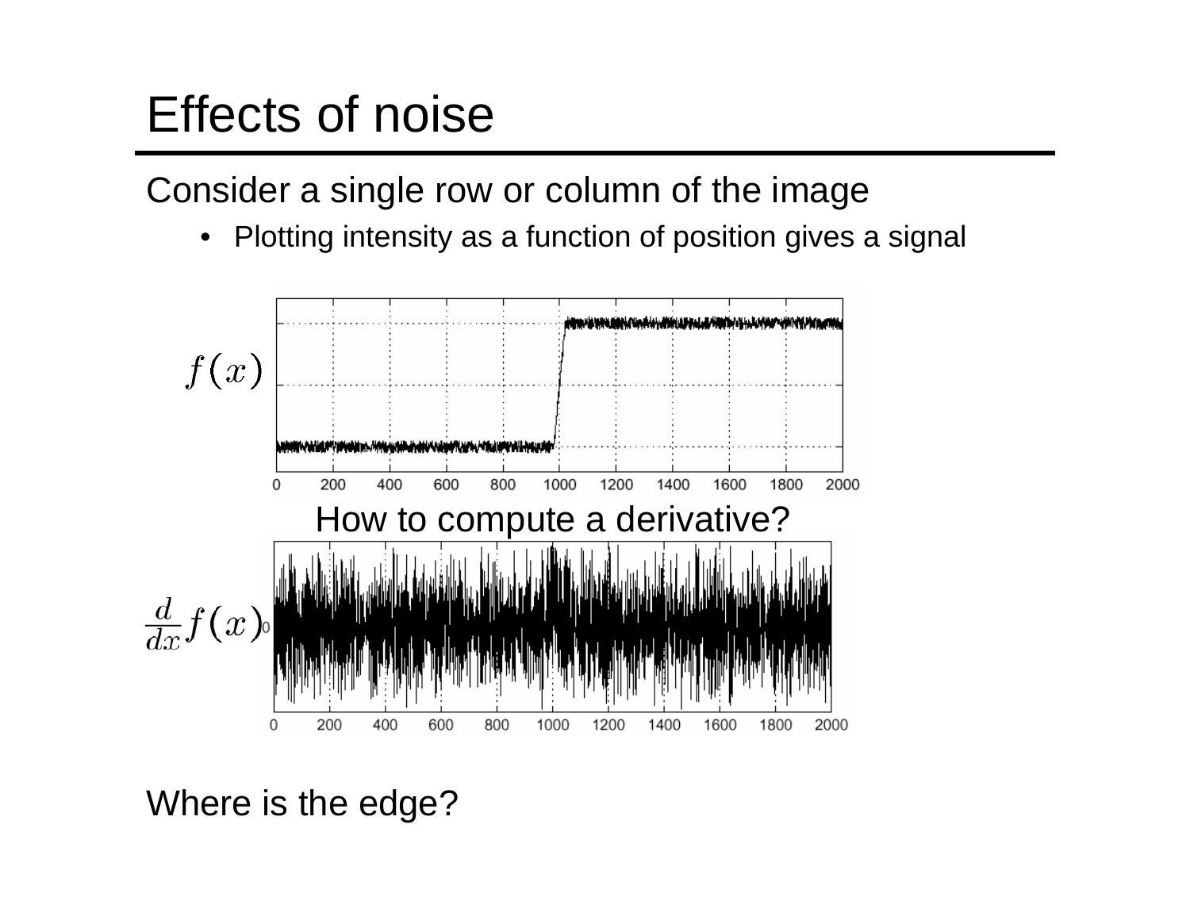# Effects of noise

Consider a single row or column of the image

- Plotting intensity as a function of position gives a signal

$f(x)$

How to compute a derivative?

$\frac{d}{dx}f(x)$

Where is the edge?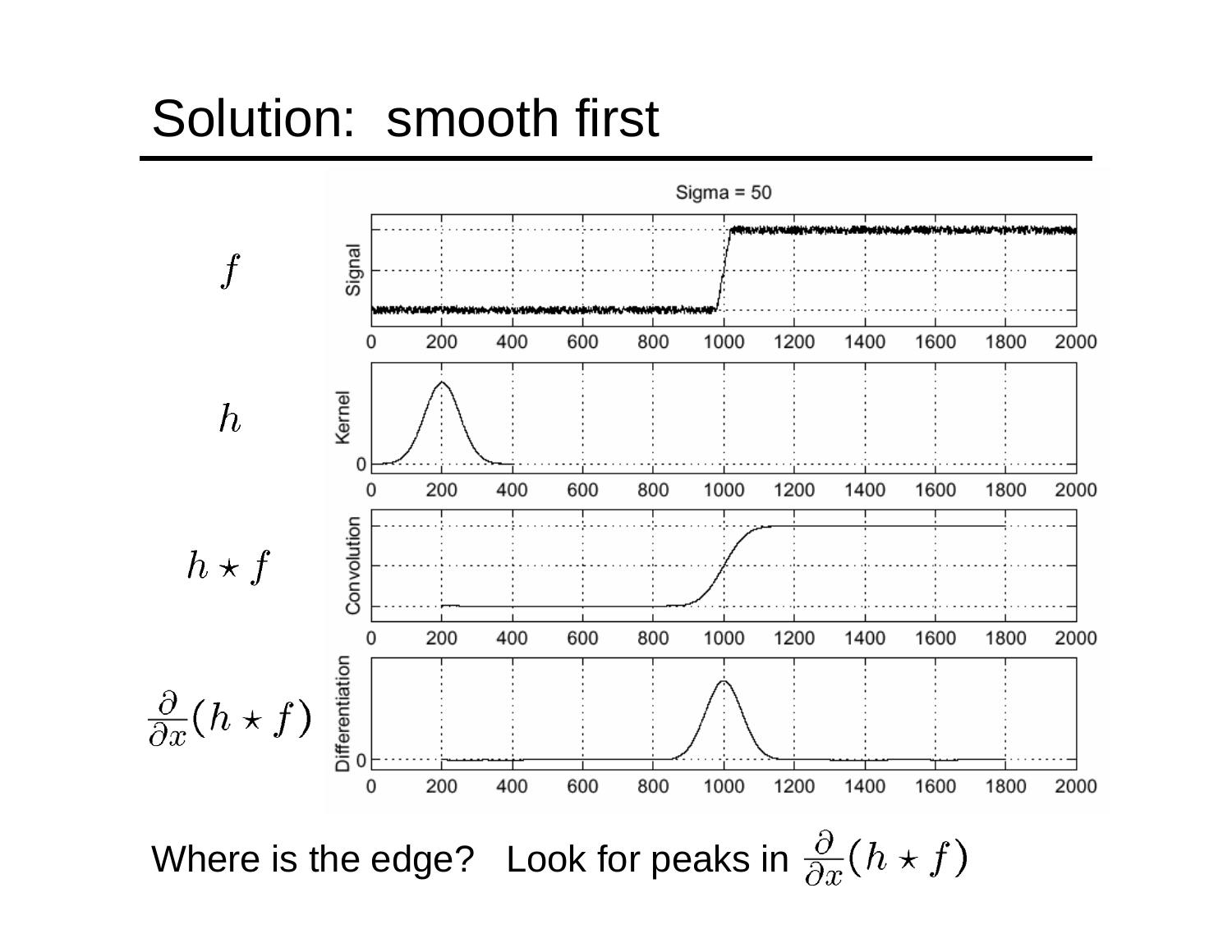# Solution: smooth first

Sigma = 50

$f$

$h$

$h \star f$

$\frac{\partial}{\partial x}(h \star f)$

Where is the edge? Look for peaks in $\frac{\partial}{\partial x}(h \star f)$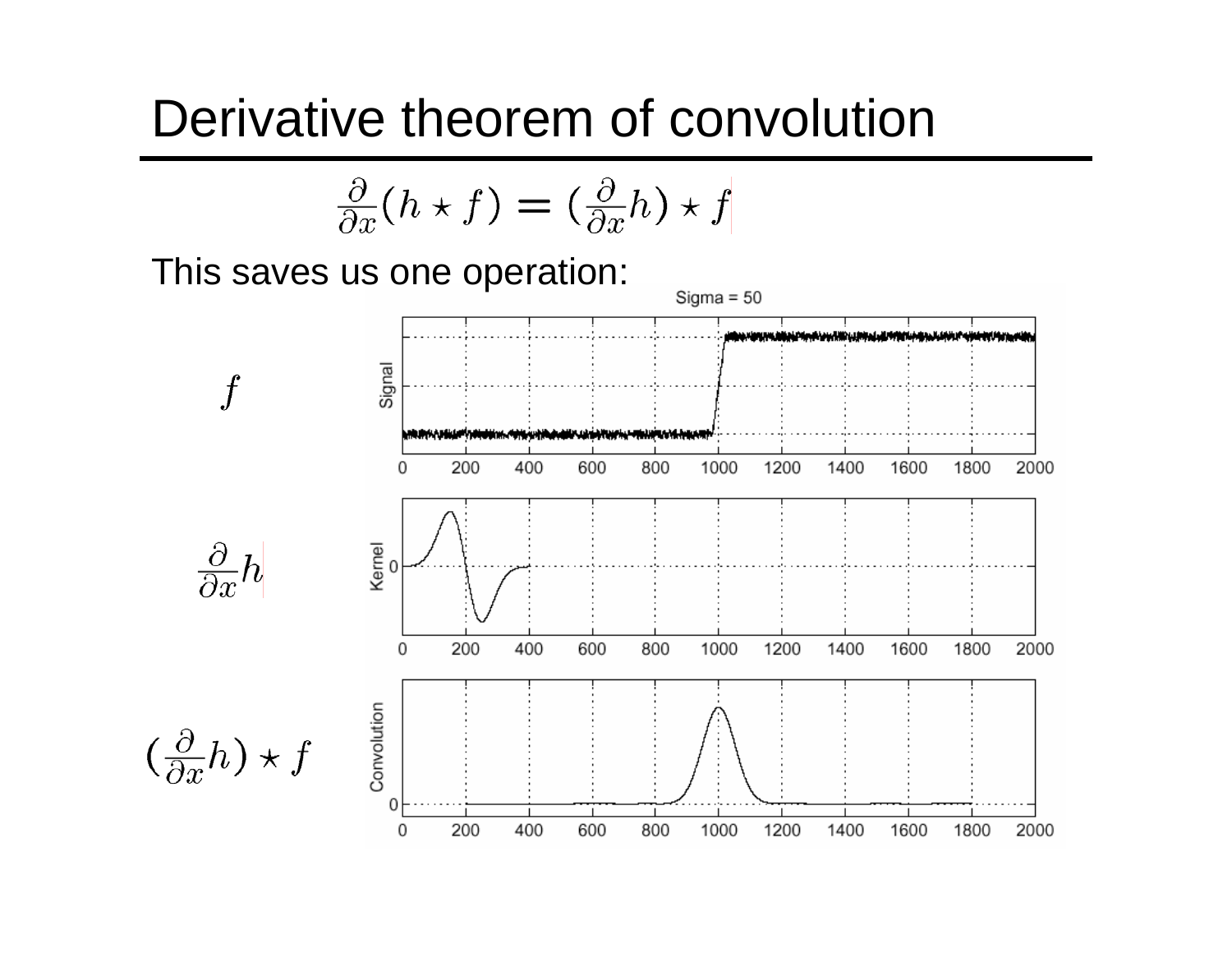# Derivative theorem of convolution

$$\frac{\partial}{\partial x}(h \star f) = (\frac{\partial}{\partial x}h) \star f$$

This saves us one operation:

$f$

$\frac{\partial}{\partial x}h$

$(\frac{\partial}{\partial x}h) \star f$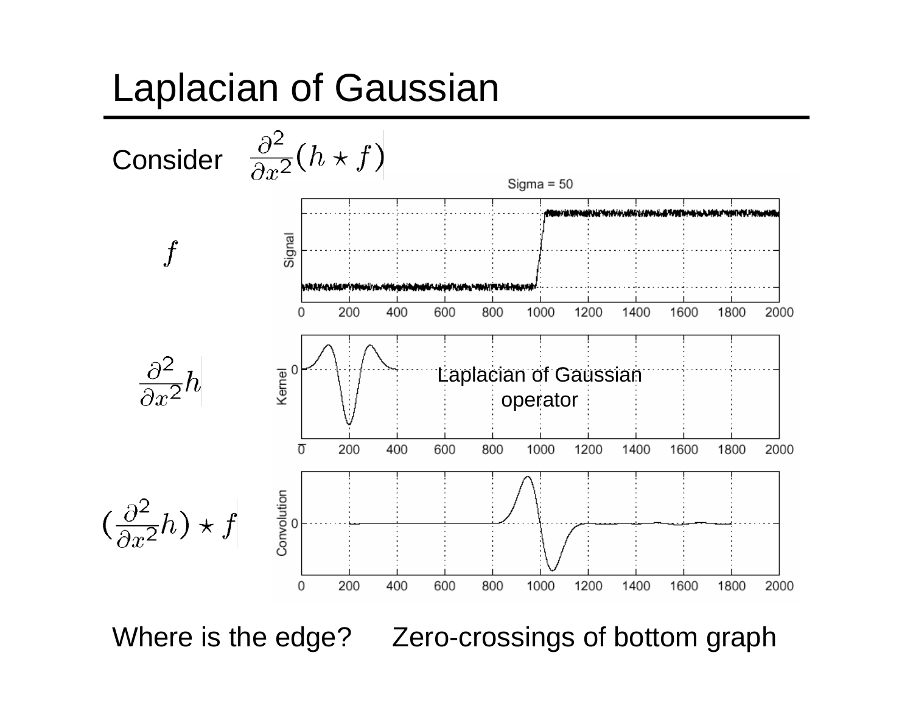# Laplacian of Gaussian

Consider $\frac{\partial^2}{\partial x^2}(h \star f)$

$f$

$\frac{\partial^2}{\partial x^2}h$

Laplacian of Gaussian operator

$(\frac{\partial^2}{\partial x^2}h) \star f$

Where is the edge? Zero-crossings of bottom graph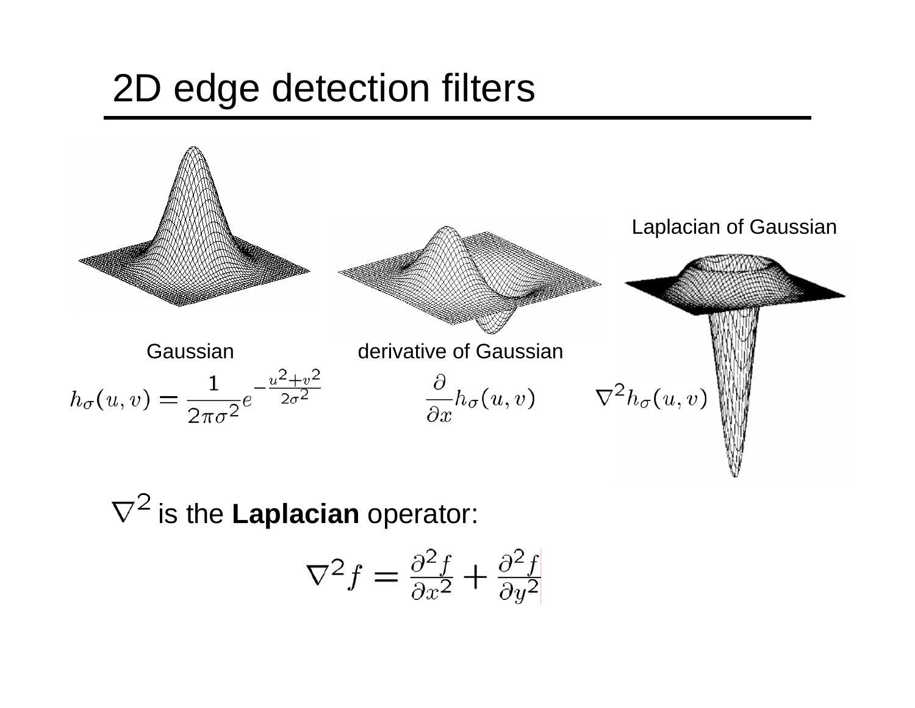# 2D edge detection filters

Gaussian

$$h_\sigma(u,v) = \frac{1}{2\pi\sigma^2} e^{-\frac{u^2+v^2}{2\sigma^2}}$$

derivative of Gaussian

$$\frac{\partial}{\partial x} h_\sigma(u,v)$$

Laplacian of Gaussian

$$\nabla^2 h_\sigma(u,v)$$

$\nabla^2$ is the **Laplacian** operator:

$$\nabla^2 f = \frac{\partial^2 f}{\partial x^2} + \frac{\partial^2 f}{\partial y^2}$$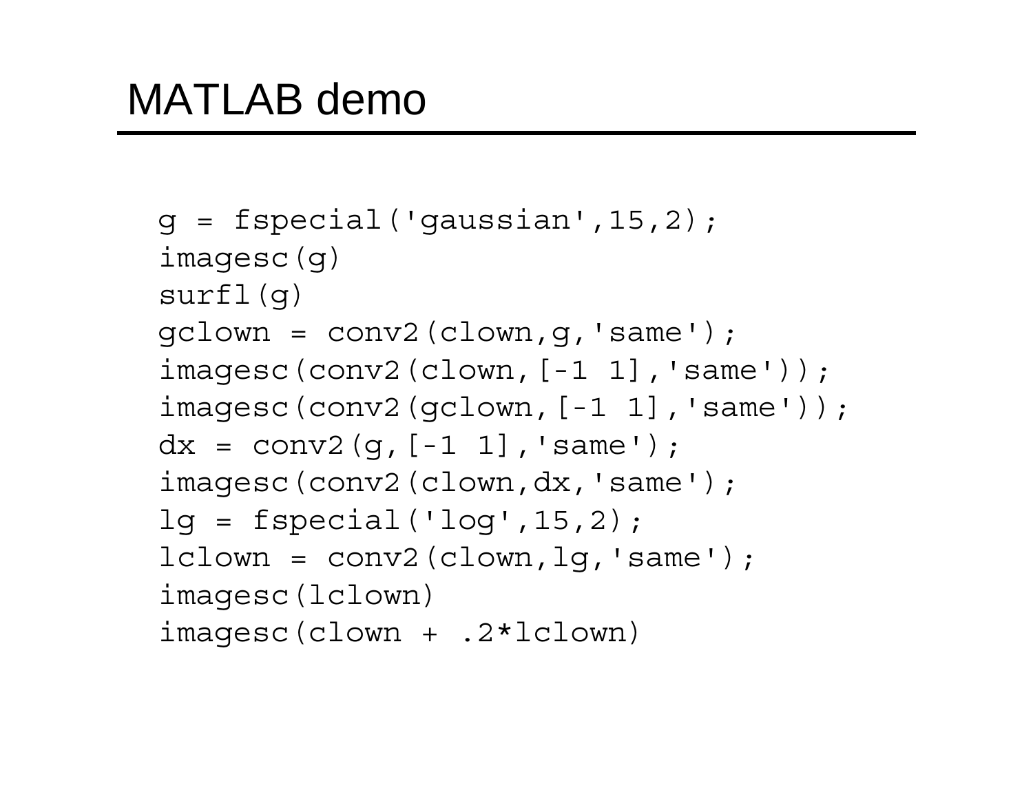# MATLAB demo

```
g = fspecial('gaussian',15,2);
imagesc(g)
surfl(g)
gclown = conv2(clown,g,'same');
imagesc(conv2(clown,[-1 1],'same'));
imagesc(conv2(gclown,[-1 1],'same'));
dx = conv2(g,[-1 1],'same');
imagesc(conv2(clown,dx,'same');
lg = fspecial('log',15,2);
lclown = conv2(clown,lg,'same');
imagesc(lclown)
imagesc(clown + .2*lclown)
```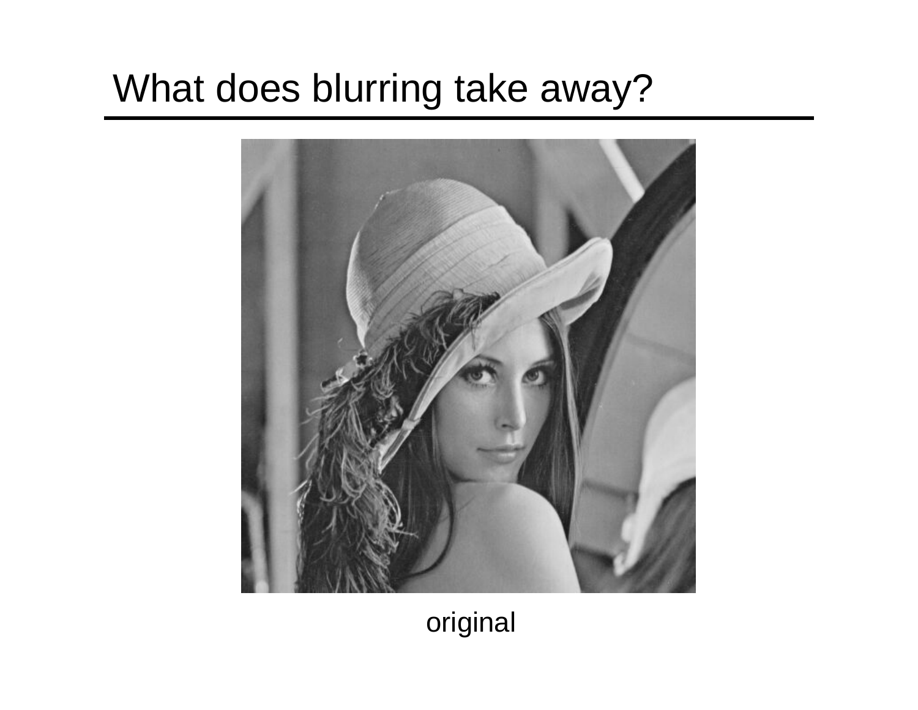# What does blurring take away?

original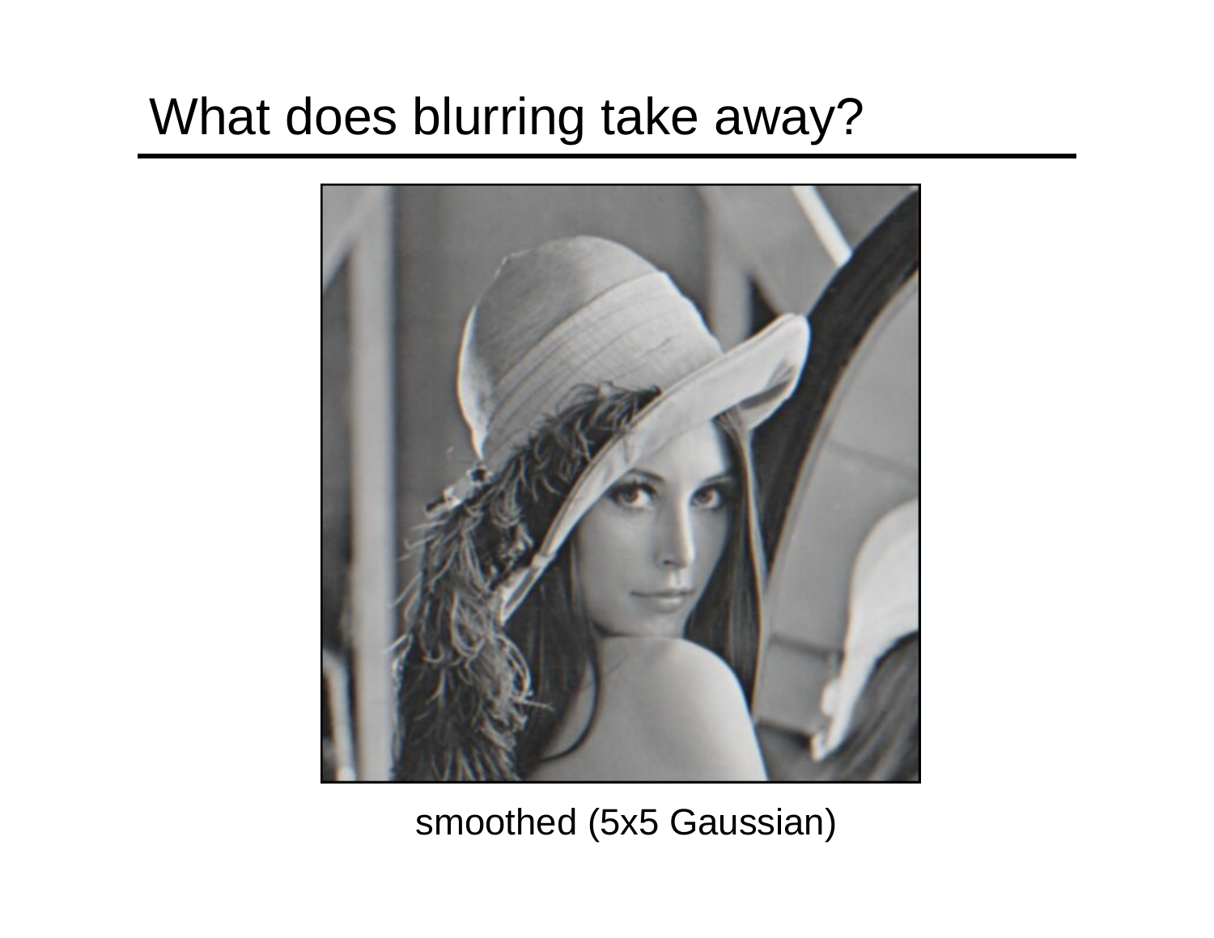# What does blurring take away?

smoothed (5x5 Gaussian)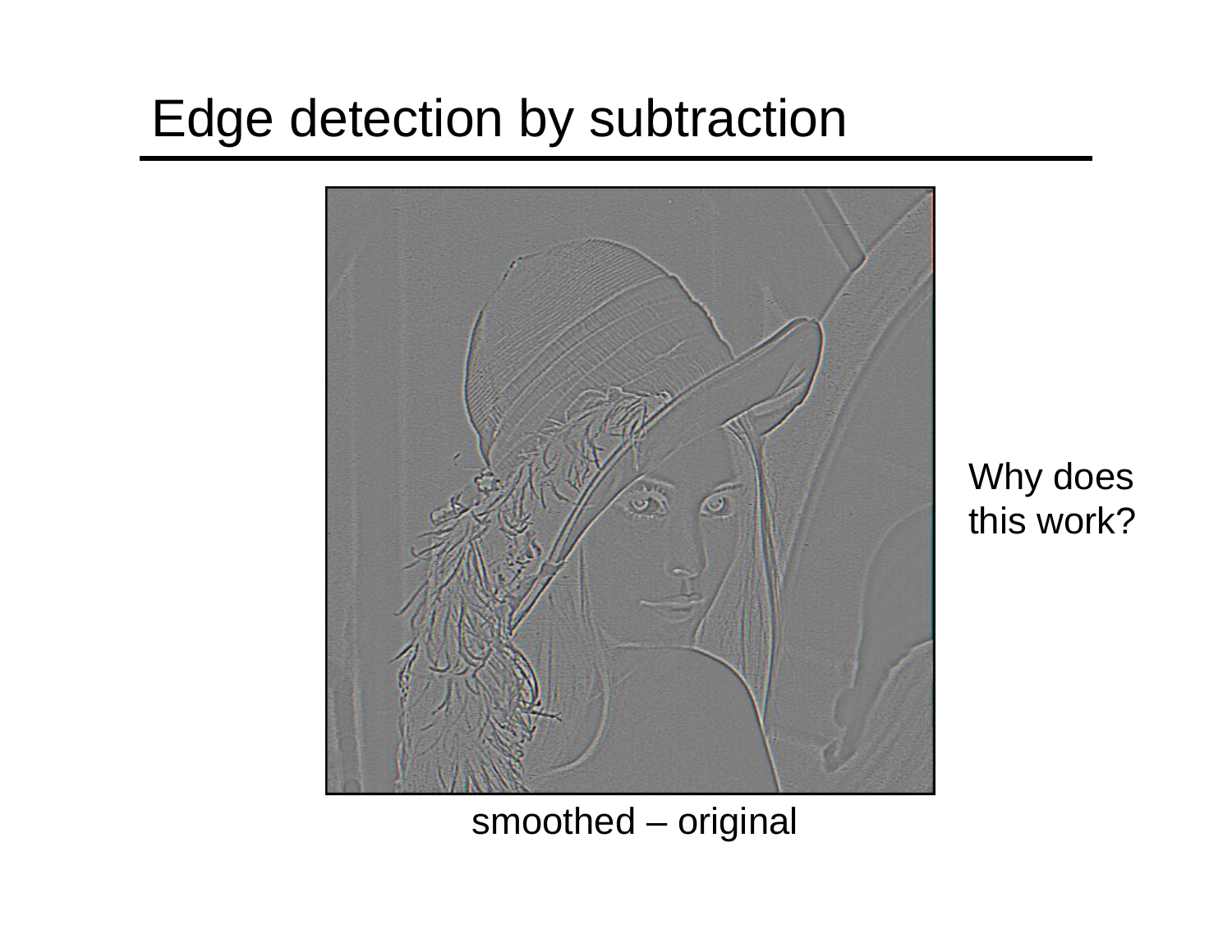# Edge detection by subtraction

smoothed – original

Why does this work?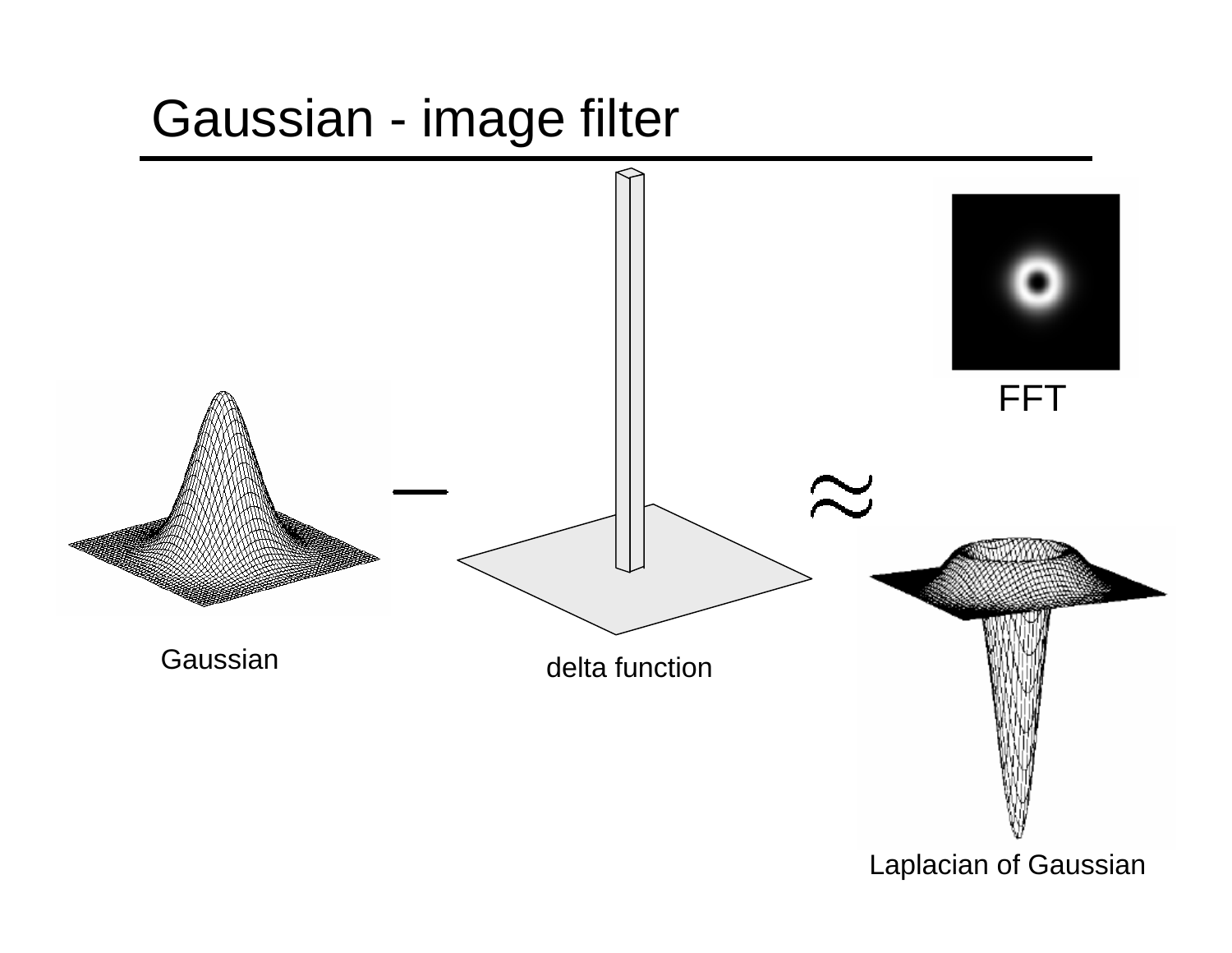# Gaussian - image filter

FFT

Gaussian − delta function ≈ Laplacian of Gaussian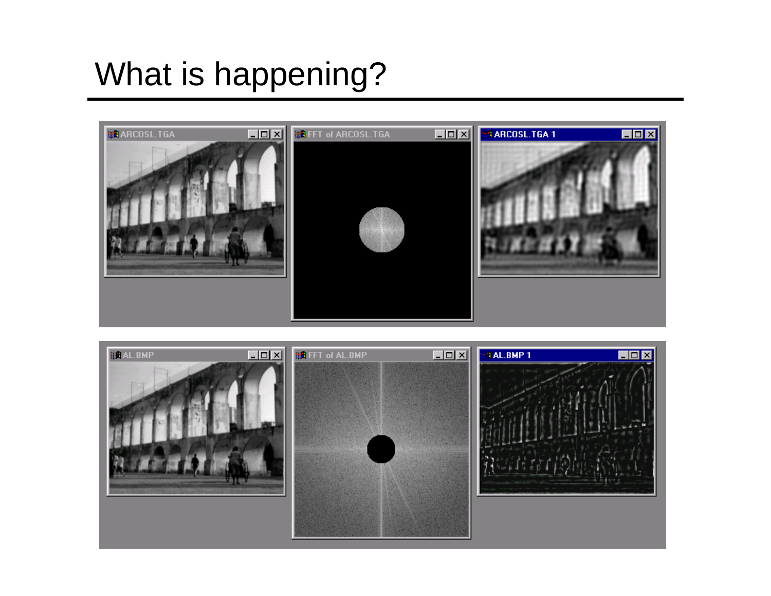# What is happening?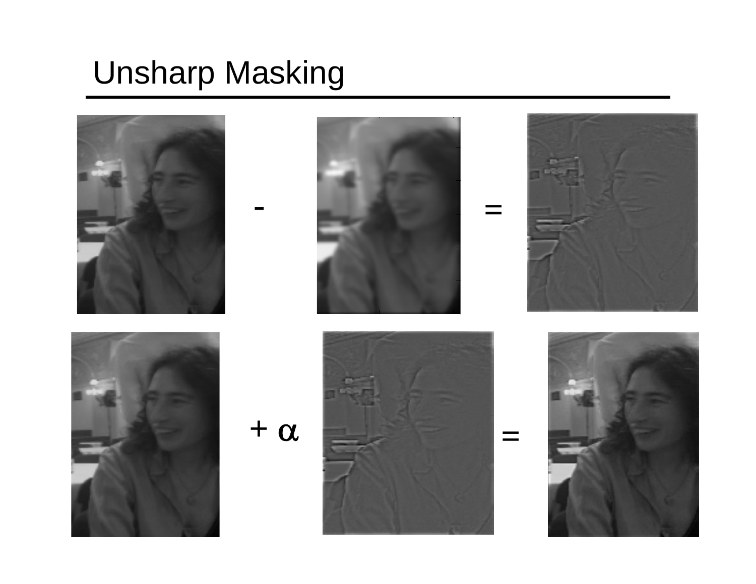# Unsharp Masking

-

=

+ $\alpha$

=